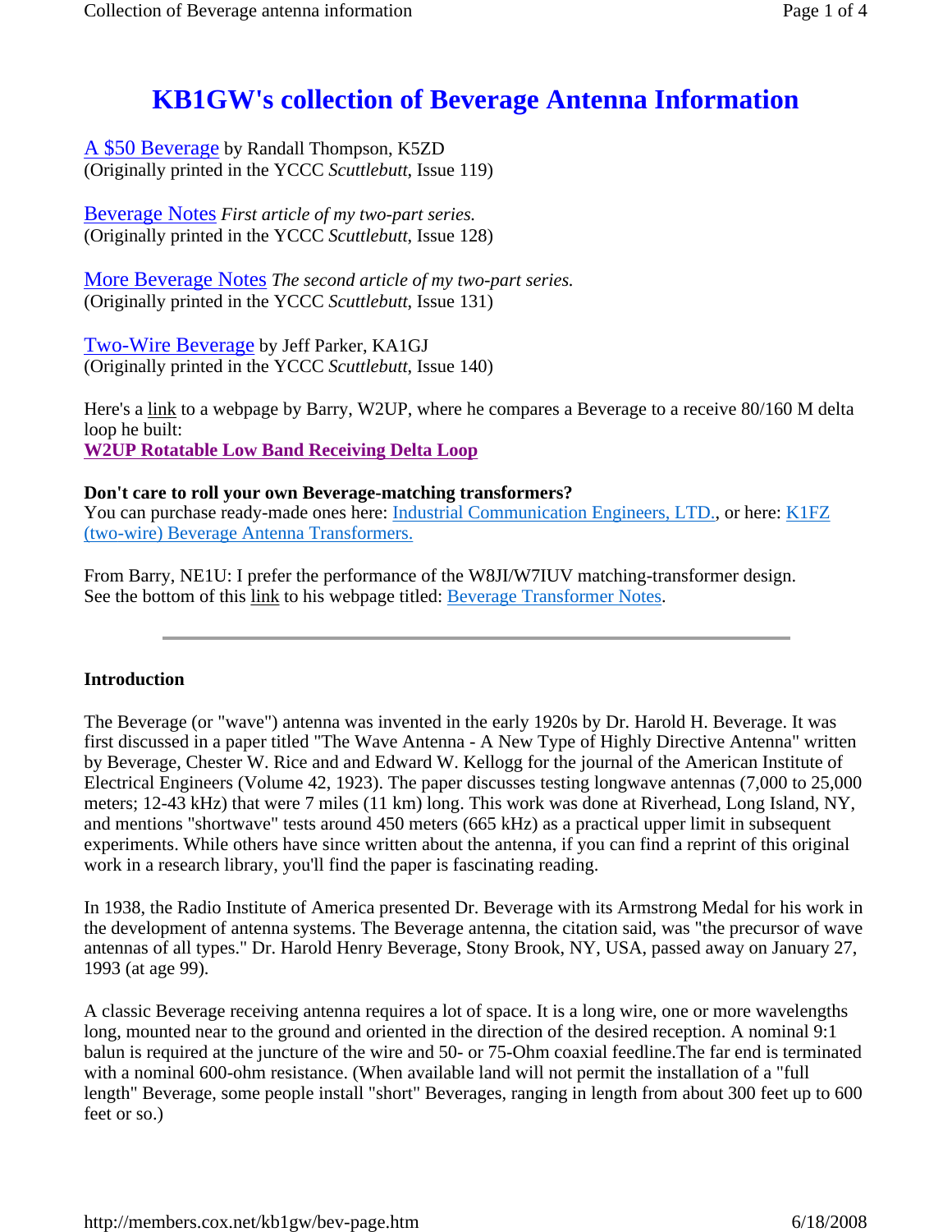# KB1GW's collection of Beverage Antenna Information

A $50 Beverage by Randall Thompson, K5ZD
(Originally printed in the YCCC *Scuttlebutt*, Issue 119)

Beverage Notes *First article of my two-part series.*
(Originally printed in the YCCC *Scuttlebutt*, Issue 128)

More Beverage Notes *The second article of my two-part series.*
(Originally printed in the YCCC *Scuttlebutt*, Issue 131)

Two-Wire Beverage by Jeff Parker, KA1GJ
(Originally printed in the YCCC *Scuttlebutt*, Issue 140)

Here's a link to a webpage by Barry, W2UP, where he compares a Beverage to a receive 80/160 M delta loop he built:
**W2UP Rotatable Low Band Receiving Delta Loop**

**Don't care to roll your own Beverage-matching transformers?**
You can purchase ready-made ones here: Industrial Communication Engineers, LTD., or here: K1FZ (two-wire) Beverage Antenna Transformers.

From Barry, NE1U: I prefer the performance of the W8JI/W7IUV matching-transformer design.
See the bottom of this link to his webpage titled: Beverage Transformer Notes.

---

**Introduction**

The Beverage (or "wave") antenna was invented in the early 1920s by Dr. Harold H. Beverage. It was first discussed in a paper titled "The Wave Antenna - A New Type of Highly Directive Antenna" written by Beverage, Chester W. Rice and and Edward W. Kellogg for the journal of the American Institute of Electrical Engineers (Volume 42, 1923). The paper discusses testing longwave antennas (7,000 to 25,000 meters; 12-43 kHz) that were 7 miles (11 km) long. This work was done at Riverhead, Long Island, NY, and mentions "shortwave" tests around 450 meters (665 kHz) as a practical upper limit in subsequent experiments. While others have since written about the antenna, if you can find a reprint of this original work in a research library, you'll find the paper is fascinating reading.

In 1938, the Radio Institute of America presented Dr. Beverage with its Armstrong Medal for his work in the development of antenna systems. The Beverage antenna, the citation said, was "the precursor of wave antennas of all types." Dr. Harold Henry Beverage, Stony Brook, NY, USA, passed away on January 27, 1993 (at age 99).

A classic Beverage receiving antenna requires a lot of space. It is a long wire, one or more wavelengths long, mounted near to the ground and oriented in the direction of the desired reception. A nominal 9:1 balun is required at the juncture of the wire and 50- or 75-Ohm coaxial feedline.The far end is terminated with a nominal 600-ohm resistance. (When available land will not permit the installation of a "full length" Beverage, some people install "short" Beverages, ranging in length from about 300 feet up to 600 feet or so.)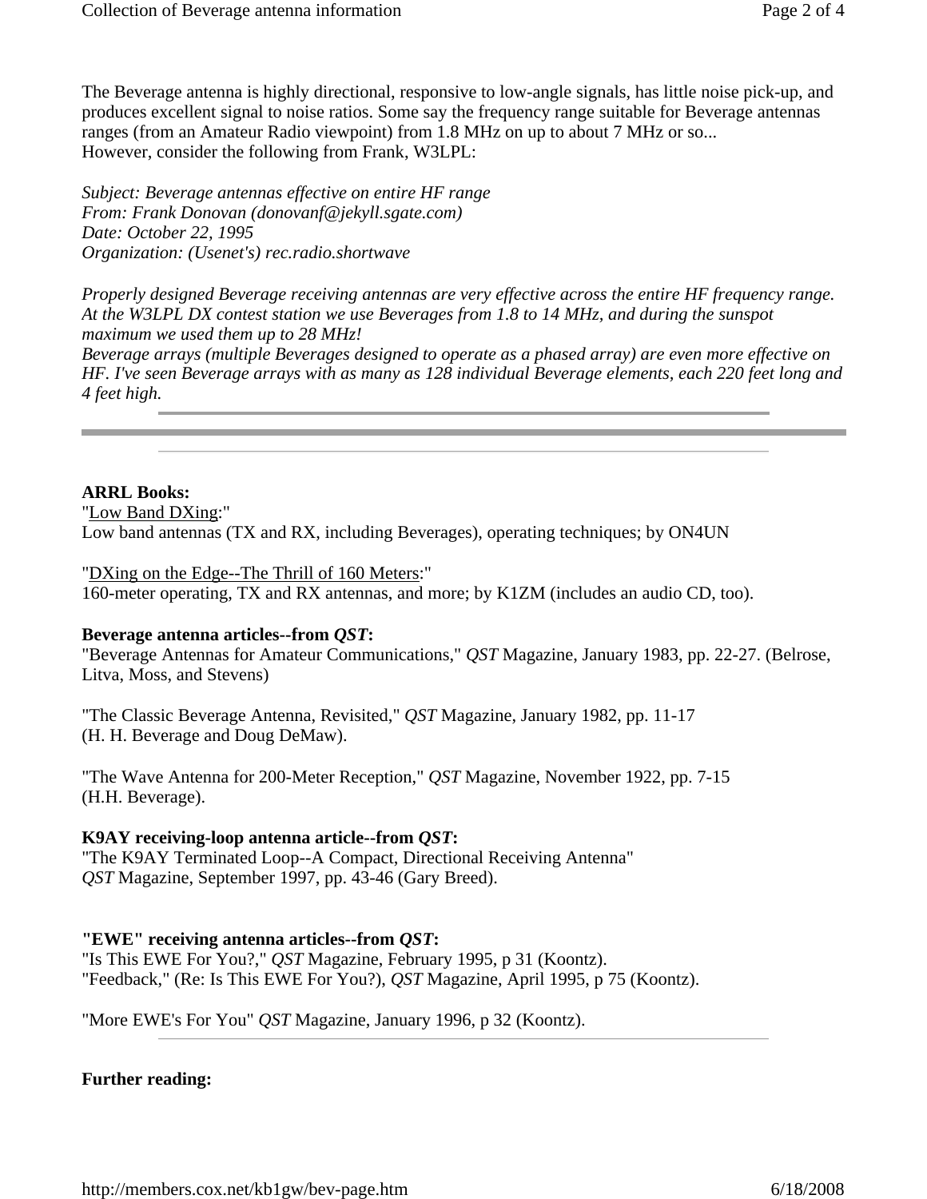The Beverage antenna is highly directional, responsive to low-angle signals, has little noise pick-up, and produces excellent signal to noise ratios. Some say the frequency range suitable for Beverage antennas ranges (from an Amateur Radio viewpoint) from 1.8 MHz on up to about 7 MHz or so...
However, consider the following from Frank, W3LPL:

*Subject: Beverage antennas effective on entire HF range*
*From: Frank Donovan (donovanf@jekyll.sgate.com)*
*Date: October 22, 1995*
*Organization: (Usenet's) rec.radio.shortwave*

*Properly designed Beverage receiving antennas are very effective across the entire HF frequency range. At the W3LPL DX contest station we use Beverages from 1.8 to 14 MHz, and during the sunspot maximum we used them up to 28 MHz!*
*Beverage arrays (multiple Beverages designed to operate as a phased array) are even more effective on HF. I've seen Beverage arrays with as many as 128 individual Beverage elements, each 220 feet long and 4 feet high.*

---

**ARRL Books:**
"Low Band DXing:"
Low band antennas (TX and RX, including Beverages), operating techniques; by ON4UN

"DXing on the Edge--The Thrill of 160 Meters:"
160-meter operating, TX and RX antennas, and more; by K1ZM (includes an audio CD, too).

**Beverage antenna articles--from *QST*:**
"Beverage Antennas for Amateur Communications," *QST* Magazine, January 1983, pp. 22-27. (Belrose, Litva, Moss, and Stevens)

"The Classic Beverage Antenna, Revisited," *QST* Magazine, January 1982, pp. 11-17
(H. H. Beverage and Doug DeMaw).

"The Wave Antenna for 200-Meter Reception," *QST* Magazine, November 1922, pp. 7-15
(H.H. Beverage).

**K9AY receiving-loop antenna article--from *QST*:**
"The K9AY Terminated Loop--A Compact, Directional Receiving Antenna"
*QST* Magazine, September 1997, pp. 43-46 (Gary Breed).

**"EWE" receiving antenna articles--from *QST*:**
"Is This EWE For You?," *QST* Magazine, February 1995, p 31 (Koontz).
"Feedback," (Re: Is This EWE For You?), *QST* Magazine, April 1995, p 75 (Koontz).

"More EWE's For You" *QST* Magazine, January 1996, p 32 (Koontz).

---

**Further reading:**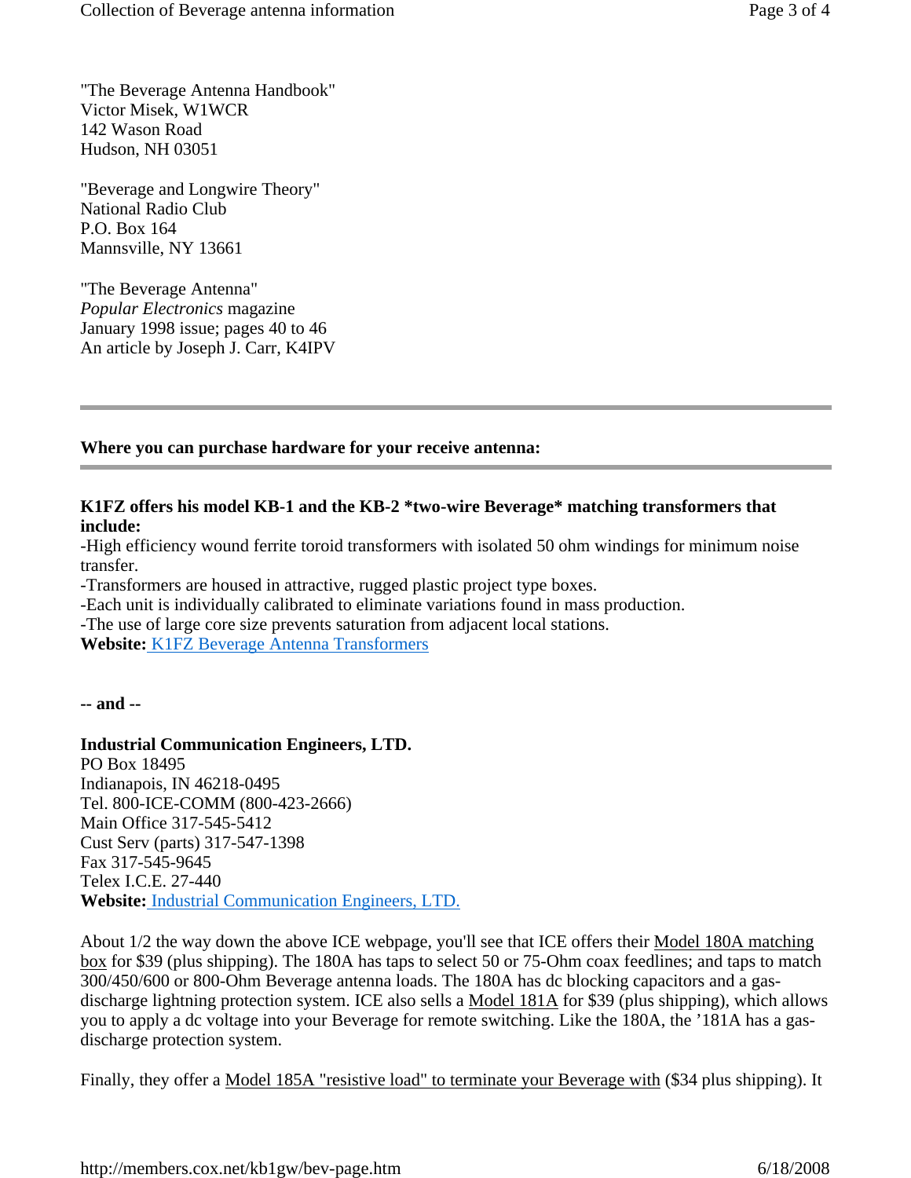"The Beverage Antenna Handbook"
Victor Misek, W1WCR
142 Wason Road
Hudson, NH 03051

"Beverage and Longwire Theory"
National Radio Club
P.O. Box 164
Mannsville, NY 13661

"The Beverage Antenna"
*Popular Electronics* magazine
January 1998 issue; pages 40 to 46
An article by Joseph J. Carr, K4IPV

---

**Where you can purchase hardware for your receive antenna:**

---

**K1FZ offers his model KB-1 and the KB-2 *two-wire Beverage* matching transformers that include:**

-High efficiency wound ferrite toroid transformers with isolated 50 ohm windings for minimum noise transfer.
-Transformers are housed in attractive, rugged plastic project type boxes.
-Each unit is individually calibrated to eliminate variations found in mass production.
-The use of large core size prevents saturation from adjacent local stations.
**Website:** K1FZ Beverage Antenna Transformers

**-- and --**

**Industrial Communication Engineers, LTD.**
PO Box 18495
Indianapois, IN 46218-0495
Tel. 800-ICE-COMM (800-423-2666)
Main Office 317-545-5412
Cust Serv (parts) 317-547-1398
Fax 317-545-9645
Telex I.C.E. 27-440
**Website:** Industrial Communication Engineers, LTD.

About 1/2 the way down the above ICE webpage, you'll see that ICE offers their Model 180A matching box for $39 (plus shipping). The 180A has taps to select 50 or 75-Ohm coax feedlines; and taps to match 300/450/600 or 800-Ohm Beverage antenna loads. The 180A has dc blocking capacitors and a gas-discharge lightning protection system. ICE also sells a Model 181A for $39 (plus shipping), which allows you to apply a dc voltage into your Beverage for remote switching. Like the 180A, the '181A has a gas-discharge protection system.

Finally, they offer a Model 185A "resistive load" to terminate your Beverage with ($34 plus shipping). It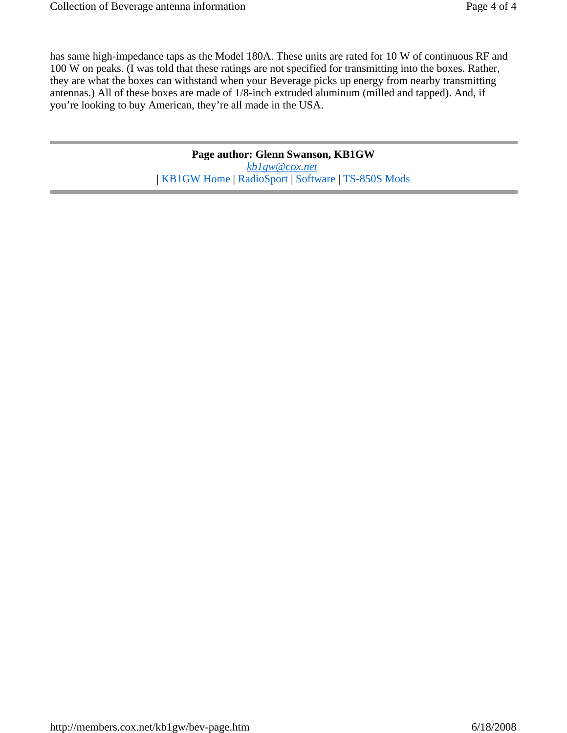has same high-impedance taps as the Model 180A. These units are rated for 10 W of continuous RF and 100 W on peaks. (I was told that these ratings are not specified for transmitting into the boxes. Rather, they are what the boxes can withstand when your Beverage picks up energy from nearby transmitting antennas.) All of these boxes are made of 1/8-inch extruded aluminum (milled and tapped). And, if you're looking to buy American, they're all made in the USA.

---

**Page author: Glenn Swanson, KB1GW**

*kb1gw@cox.net*

| KB1GW Home | RadioSport | Software | TS-850S Mods

---